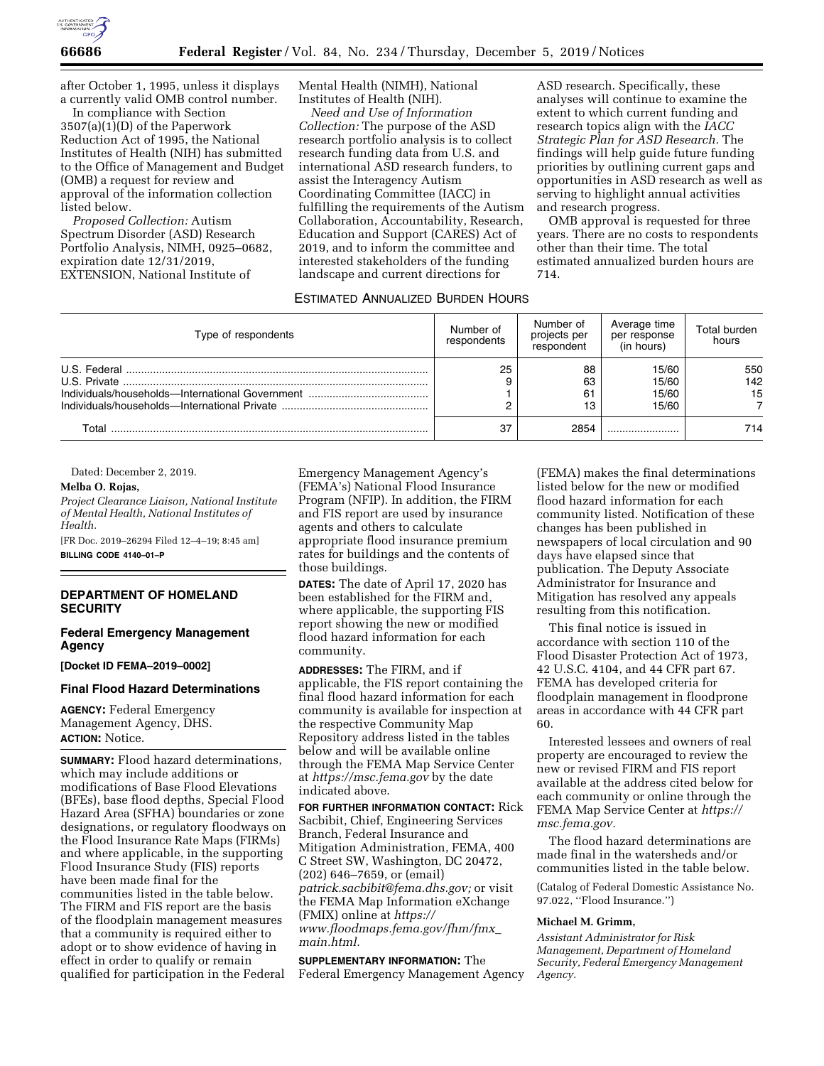after October 1, 1995, unless it displays a currently valid OMB control number.

In compliance with Section 3507(a)(1)(D) of the Paperwork Reduction Act of 1995, the National Institutes of Health (NIH) has submitted to the Office of Management and Budget (OMB) a request for review and approval of the information collection listed below.

*Proposed Collection:* Autism Spectrum Disorder (ASD) Research Portfolio Analysis, NIMH, 0925–0682, expiration date 12/31/2019, EXTENSION, National Institute of Mental Health (NIMH), National Institutes of Health (NIH).

*Need and Use of Information Collection:* The purpose of the ASD research portfolio analysis is to collect research funding data from U.S. and international ASD research funders, to assist the Interagency Autism Coordinating Committee (IACC) in fulfilling the requirements of the Autism Collaboration, Accountability, Research, Education and Support (CARES) Act of 2019, and to inform the committee and interested stakeholders of the funding landscape and current directions for ASD research. Specifically, these analyses will continue to examine the extent to which current funding and research topics align with the *IACC Strategic Plan for ASD Research.* The findings will help guide future funding priorities by outlining current gaps and opportunities in ASD research as well as serving to highlight annual activities and research progress.

OMB approval is requested for three years. There are no costs to respondents other than their time. The total estimated annualized burden hours are 714.

ESTIMATED ANNUALIZED BURDEN HOURS

| Type of respondents | Number of respondents | Number of projects per respondent | Average time per response (in hours) | Total burden hours |
|---|---|---|---|---|
| U.S. Federal | 25 | 88 | 15/60 | 550 |
| U.S. Private | 9 | 63 | 15/60 | 142 |
| Individuals/households—International Government | 1 | 61 | 15/60 | 15 |
| Individuals/households—International Private | 2 | 13 | 15/60 | 7 |
| Total | 37 | 2854 | | 714 |

Dated: December 2, 2019.

**Melba O. Rojas,**

*Project Clearance Liaison, National Institute of Mental Health, National Institutes of Health.*

[FR Doc. 2019–26294 Filed 12–4–19; 8:45 am]

**BILLING CODE 4140–01–P**

## DEPARTMENT OF HOMELAND SECURITY

### Federal Emergency Management Agency

**[Docket ID FEMA–2019–0002]**

### Final Flood Hazard Determinations

**AGENCY:** Federal Emergency Management Agency, DHS.

**ACTION:** Notice.

**SUMMARY:** Flood hazard determinations, which may include additions or modifications of Base Flood Elevations (BFEs), base flood depths, Special Flood Hazard Area (SFHA) boundaries or zone designations, or regulatory floodways on the Flood Insurance Rate Maps (FIRMs) and where applicable, in the supporting Flood Insurance Study (FIS) reports have been made final for the communities listed in the table below. The FIRM and FIS report are the basis of the floodplain management measures that a community is required either to adopt or to show evidence of having in effect in order to qualify or remain qualified for participation in the Federal Emergency Management Agency's (FEMA's) National Flood Insurance Program (NFIP). In addition, the FIRM and FIS report are used by insurance agents and others to calculate appropriate flood insurance premium rates for buildings and the contents of those buildings.

**DATES:** The date of April 17, 2020 has been established for the FIRM and, where applicable, the supporting FIS report showing the new or modified flood hazard information for each community.

**ADDRESSES:** The FIRM, and if applicable, the FIS report containing the final flood hazard information for each community is available for inspection at the respective Community Map Repository address listed in the tables below and will be available online through the FEMA Map Service Center at *https://msc.fema.gov* by the date indicated above.

**FOR FURTHER INFORMATION CONTACT:** Rick Sacbibit, Chief, Engineering Services Branch, Federal Insurance and Mitigation Administration, FEMA, 400 C Street SW, Washington, DC 20472, (202) 646–7659, or (email) *patrick.sacbibit@fema.dhs.gov;* or visit the FEMA Map Information eXchange (FMIX) online at *https://www.floodmaps.fema.gov/fhm/fmx_main.html.*

**SUPPLEMENTARY INFORMATION:** The Federal Emergency Management Agency (FEMA) makes the final determinations listed below for the new or modified flood hazard information for each community listed. Notification of these changes has been published in newspapers of local circulation and 90 days have elapsed since that publication. The Deputy Associate Administrator for Insurance and Mitigation has resolved any appeals resulting from this notification.

This final notice is issued in accordance with section 110 of the Flood Disaster Protection Act of 1973, 42 U.S.C. 4104, and 44 CFR part 67. FEMA has developed criteria for floodplain management in floodprone areas in accordance with 44 CFR part 60.

Interested lessees and owners of real property are encouraged to review the new or revised FIRM and FIS report available at the address cited below for each community or online through the FEMA Map Service Center at *https://msc.fema.gov.*

The flood hazard determinations are made final in the watersheds and/or communities listed in the table below.

(Catalog of Federal Domestic Assistance No. 97.022, ''Flood Insurance.'')

**Michael M. Grimm,**

*Assistant Administrator for Risk Management, Department of Homeland Security, Federal Emergency Management Agency.*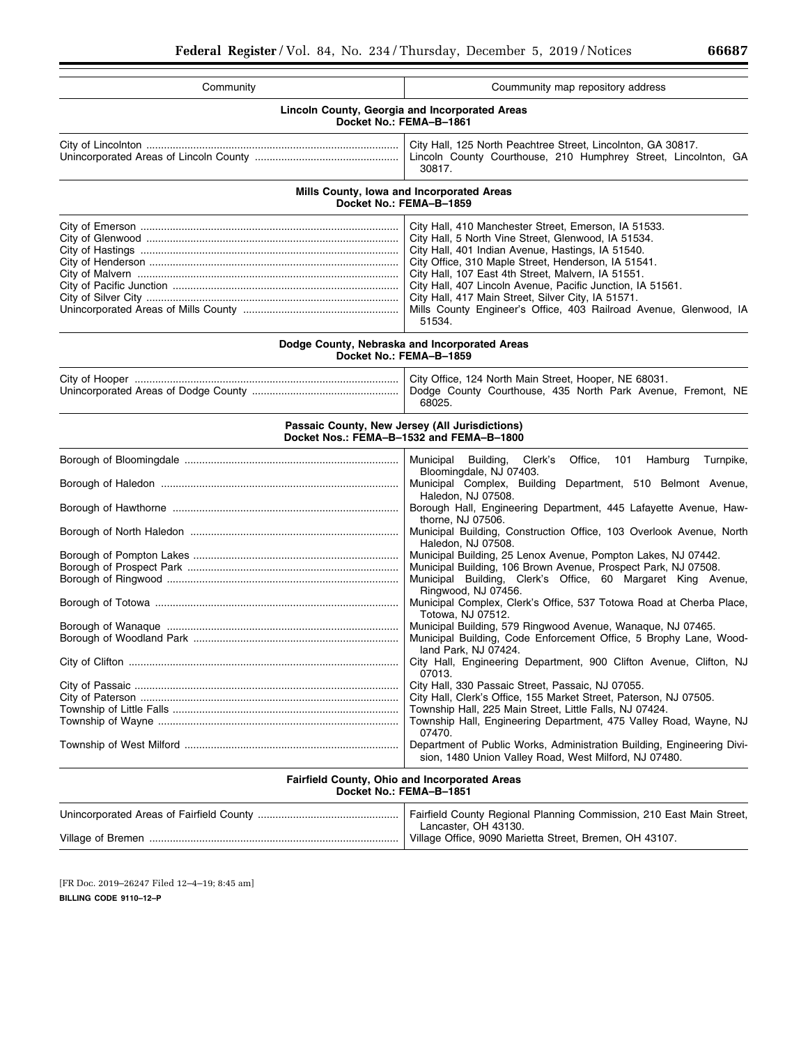| Community | Coummunity map repository address |
|---|---|
| **Lincoln County, Georgia and Incorporated Areas** **Docket No.: FEMA–B–1861** | |
| City of Lincolnton | City Hall, 125 North Peachtree Street, Lincolnton, GA 30817. |
| Unincorporated Areas of Lincoln County | Lincoln County Courthouse, 210 Humphrey Street, Lincolnton, GA 30817. |
| **Mills County, Iowa and Incorporated Areas** **Docket No.: FEMA–B–1859** | |
| City of Emerson | City Hall, 410 Manchester Street, Emerson, IA 51533. |
| City of Glenwood | City Hall, 5 North Vine Street, Glenwood, IA 51534. |
| City of Hastings | City Hall, 401 Indian Avenue, Hastings, IA 51540. |
| City of Henderson | City Office, 310 Maple Street, Henderson, IA 51541. |
| City of Malvern | City Hall, 107 East 4th Street, Malvern, IA 51551. |
| City of Pacific Junction | City Hall, 407 Lincoln Avenue, Pacific Junction, IA 51561. |
| City of Silver City | City Hall, 417 Main Street, Silver City, IA 51571. |
| Unincorporated Areas of Mills County | Mills County Engineer's Office, 403 Railroad Avenue, Glenwood, IA 51534. |
| **Dodge County, Nebraska and Incorporated Areas** **Docket No.: FEMA–B–1859** | |
| City of Hooper | City Office, 124 North Main Street, Hooper, NE 68031. |
| Unincorporated Areas of Dodge County | Dodge County Courthouse, 435 North Park Avenue, Fremont, NE 68025. |
| **Passaic County, New Jersey (All Jurisdictions)** **Docket Nos.: FEMA–B–1532 and FEMA–B–1800** | |
| Borough of Bloomingdale | Municipal Building, Clerk's Office, 101 Hamburg Turnpike, Bloomingdale, NJ 07403. |
| Borough of Haledon | Municipal Complex, Building Department, 510 Belmont Avenue, Haledon, NJ 07508. |
| Borough of Hawthorne | Borough Hall, Engineering Department, 445 Lafayette Avenue, Hawthorne, NJ 07506. |
| Borough of North Haledon | Municipal Building, Construction Office, 103 Overlook Avenue, North Haledon, NJ 07508. |
| Borough of Pompton Lakes | Municipal Building, 25 Lenox Avenue, Pompton Lakes, NJ 07442. |
| Borough of Prospect Park | Municipal Building, 106 Brown Avenue, Prospect Park, NJ 07508. |
| Borough of Ringwood | Municipal Building, Clerk's Office, 60 Margaret King Avenue, Ringwood, NJ 07456. |
| Borough of Totowa | Municipal Complex, Clerk's Office, 537 Totowa Road at Cherba Place, Totowa, NJ 07512. |
| Borough of Wanaque | Municipal Building, 579 Ringwood Avenue, Wanaque, NJ 07465. |
| Borough of Woodland Park | Municipal Building, Code Enforcement Office, 5 Brophy Lane, Woodland Park, NJ 07424. |
| City of Clifton | City Hall, Engineering Department, 900 Clifton Avenue, Clifton, NJ 07013. |
| City of Passaic | City Hall, 330 Passaic Street, Passaic, NJ 07055. |
| City of Paterson | City Hall, Clerk's Office, 155 Market Street, Paterson, NJ 07505. |
| Township of Little Falls | Township Hall, 225 Main Street, Little Falls, NJ 07424. |
| Township of Wayne | Township Hall, Engineering Department, 475 Valley Road, Wayne, NJ 07470. |
| Township of West Milford | Department of Public Works, Administration Building, Engineering Division, 1480 Union Valley Road, West Milford, NJ 07480. |
| **Fairfield County, Ohio and Incorporated Areas** **Docket No.: FEMA–B–1851** | |
| Unincorporated Areas of Fairfield County | Fairfield County Regional Planning Commission, 210 East Main Street, Lancaster, OH 43130. |
| Village of Bremen | Village Office, 9090 Marietta Street, Bremen, OH 43107. |

[FR Doc. 2019–26247 Filed 12–4–19; 8:45 am]

**BILLING CODE 9110–12–P**